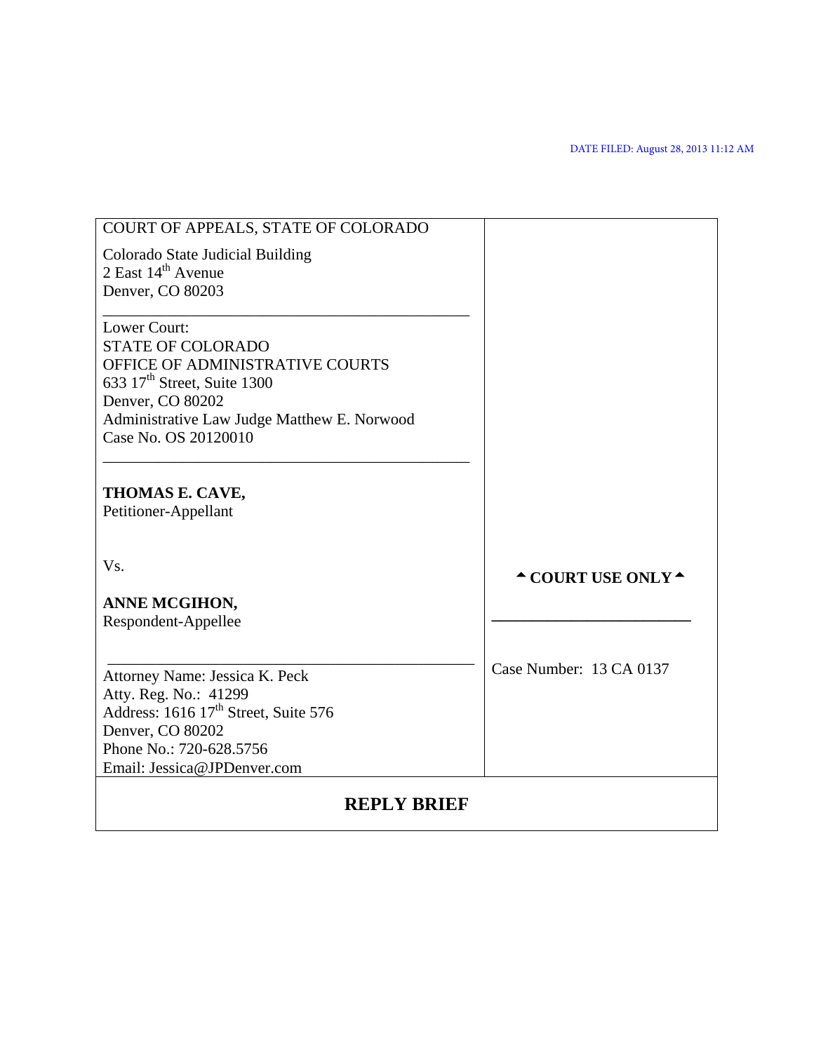DATE FILED: August 28, 2013 11:12 AM

COURT OF APPEALS, STATE OF COLORADO

Colorado State Judicial Building
2 East 14th Avenue
Denver, CO 80203

---

Lower Court:
STATE OF COLORADO
OFFICE OF ADMINISTRATIVE COURTS
633 17th Street, Suite 1300
Denver, CO 80202
Administrative Law Judge Matthew E. Norwood
Case No. OS 20120010

---

**THOMAS E. CAVE,**
Petitioner-Appellant

Vs.

**ANNE MCGIHON,**
Respondent-Appellee

**▲ COURT USE ONLY ▲**

---

Attorney Name: Jessica K. Peck
Atty. Reg. No.: 41299
Address: 1616 17th Street, Suite 576
Denver, CO 80202
Phone No.: 720-628.5756
Email: Jessica@JPDenver.com

Case Number: 13 CA 0137

# REPLY BRIEF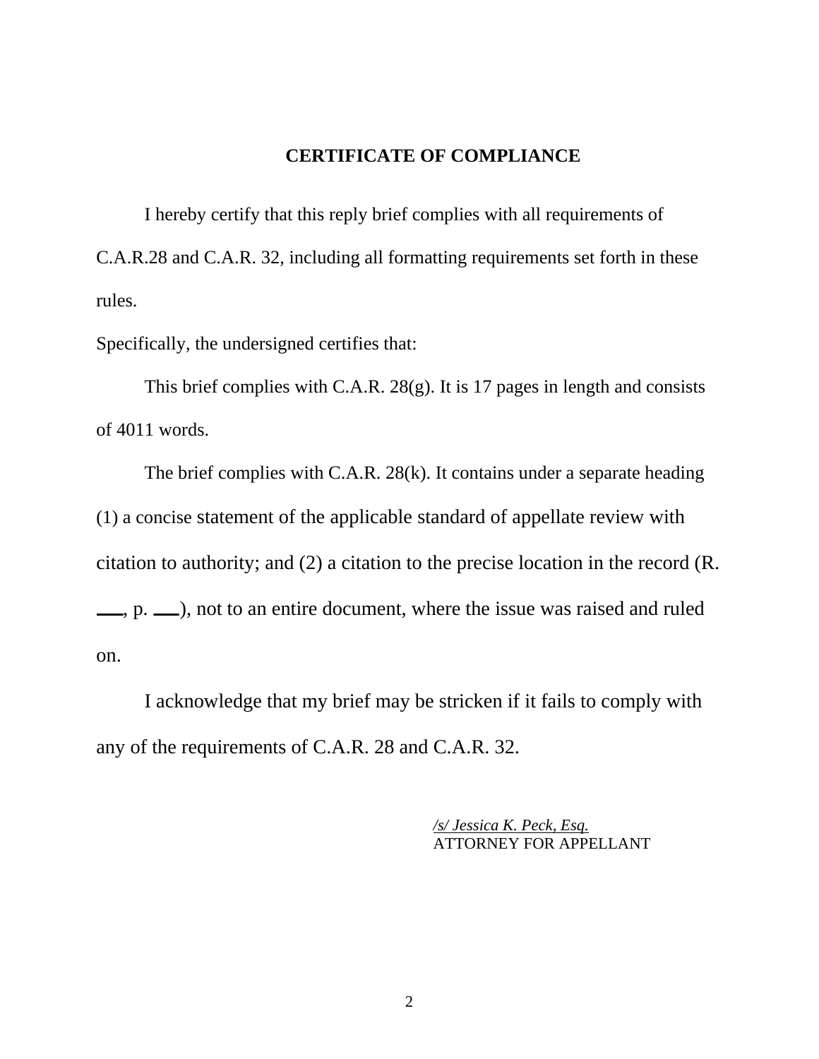## CERTIFICATE OF COMPLIANCE

I hereby certify that this reply brief complies with all requirements of C.A.R.28 and C.A.R. 32, including all formatting requirements set forth in these rules.

Specifically, the undersigned certifies that:

This brief complies with C.A.R. 28(g). It is 17 pages in length and consists of 4011 words.

The brief complies with C.A.R. 28(k). It contains under a separate heading (1) a concise statement of the applicable standard of appellate review with citation to authority; and (2) a citation to the precise location in the record (R. \_\_\_, p. \_\_\_), not to an entire document, where the issue was raised and ruled on.

I acknowledge that my brief may be stricken if it fails to comply with any of the requirements of C.A.R. 28 and C.A.R. 32.

*/s/ Jessica K. Peck, Esq.*
ATTORNEY FOR APPELLANT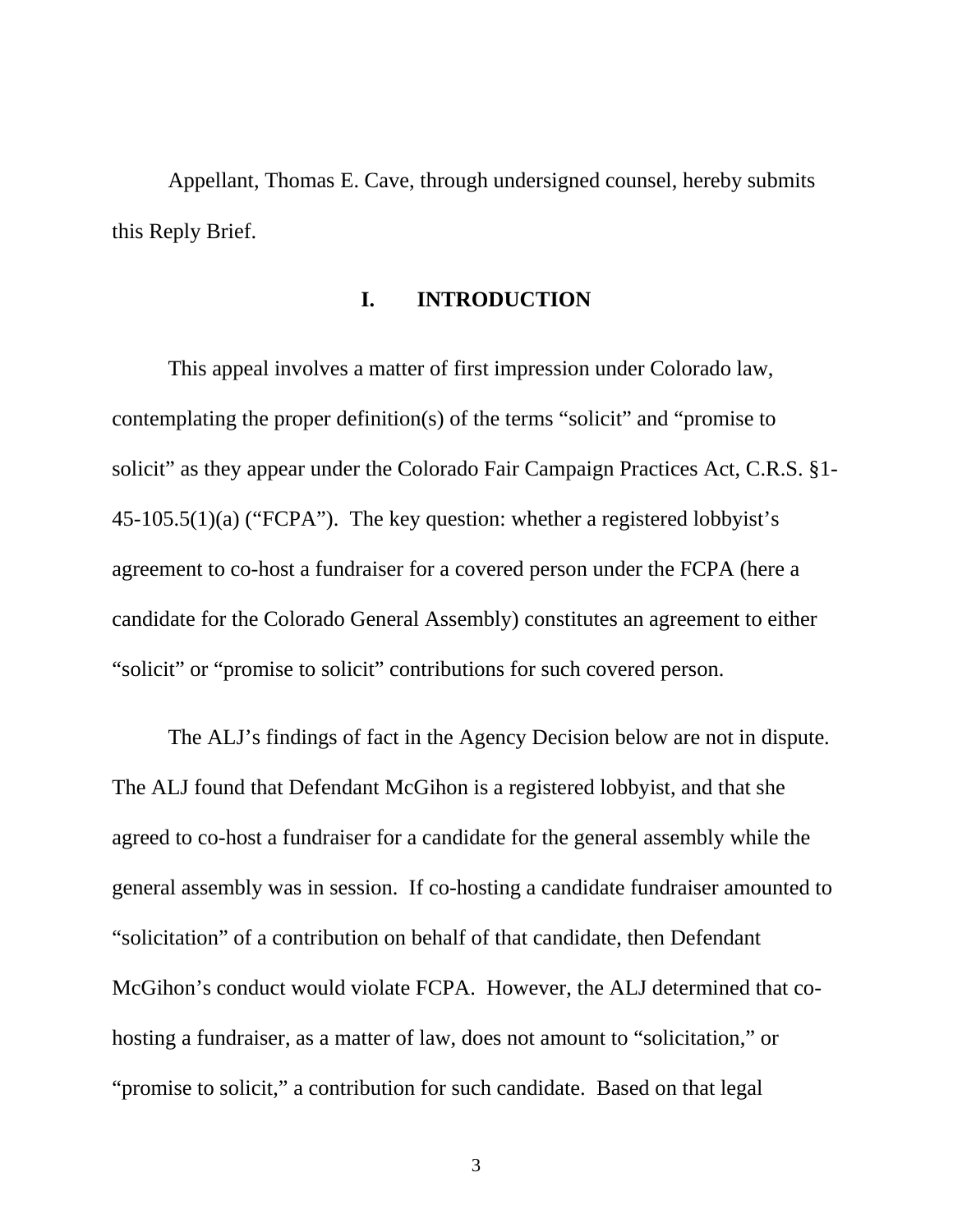Appellant, Thomas E. Cave, through undersigned counsel, hereby submits this Reply Brief.

## I. INTRODUCTION

This appeal involves a matter of first impression under Colorado law, contemplating the proper definition(s) of the terms "solicit" and "promise to solicit" as they appear under the Colorado Fair Campaign Practices Act, C.R.S. §1-45-105.5(1)(a) ("FCPA"). The key question: whether a registered lobbyist's agreement to co-host a fundraiser for a covered person under the FCPA (here a candidate for the Colorado General Assembly) constitutes an agreement to either "solicit" or "promise to solicit" contributions for such covered person.

The ALJ's findings of fact in the Agency Decision below are not in dispute. The ALJ found that Defendant McGihon is a registered lobbyist, and that she agreed to co-host a fundraiser for a candidate for the general assembly while the general assembly was in session. If co-hosting a candidate fundraiser amounted to "solicitation" of a contribution on behalf of that candidate, then Defendant McGihon's conduct would violate FCPA. However, the ALJ determined that co-hosting a fundraiser, as a matter of law, does not amount to "solicitation," or "promise to solicit," a contribution for such candidate. Based on that legal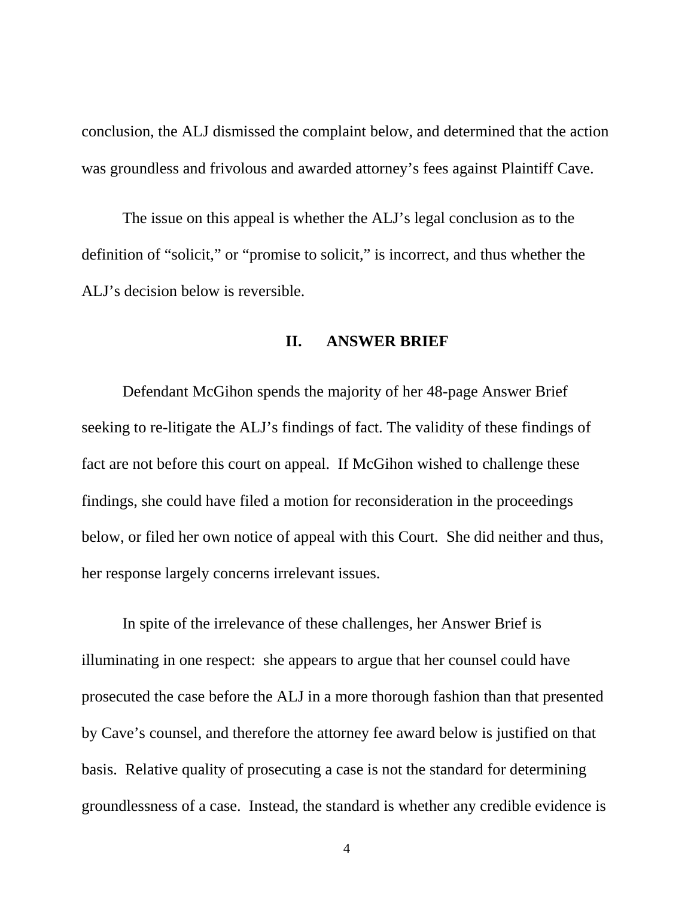conclusion, the ALJ dismissed the complaint below, and determined that the action was groundless and frivolous and awarded attorney's fees against Plaintiff Cave.

The issue on this appeal is whether the ALJ's legal conclusion as to the definition of "solicit," or "promise to solicit," is incorrect, and thus whether the ALJ's decision below is reversible.

## II. ANSWER BRIEF

Defendant McGihon spends the majority of her 48-page Answer Brief seeking to re-litigate the ALJ's findings of fact. The validity of these findings of fact are not before this court on appeal. If McGihon wished to challenge these findings, she could have filed a motion for reconsideration in the proceedings below, or filed her own notice of appeal with this Court. She did neither and thus, her response largely concerns irrelevant issues.

In spite of the irrelevance of these challenges, her Answer Brief is illuminating in one respect: she appears to argue that her counsel could have prosecuted the case before the ALJ in a more thorough fashion than that presented by Cave's counsel, and therefore the attorney fee award below is justified on that basis. Relative quality of prosecuting a case is not the standard for determining groundlessness of a case. Instead, the standard is whether any credible evidence is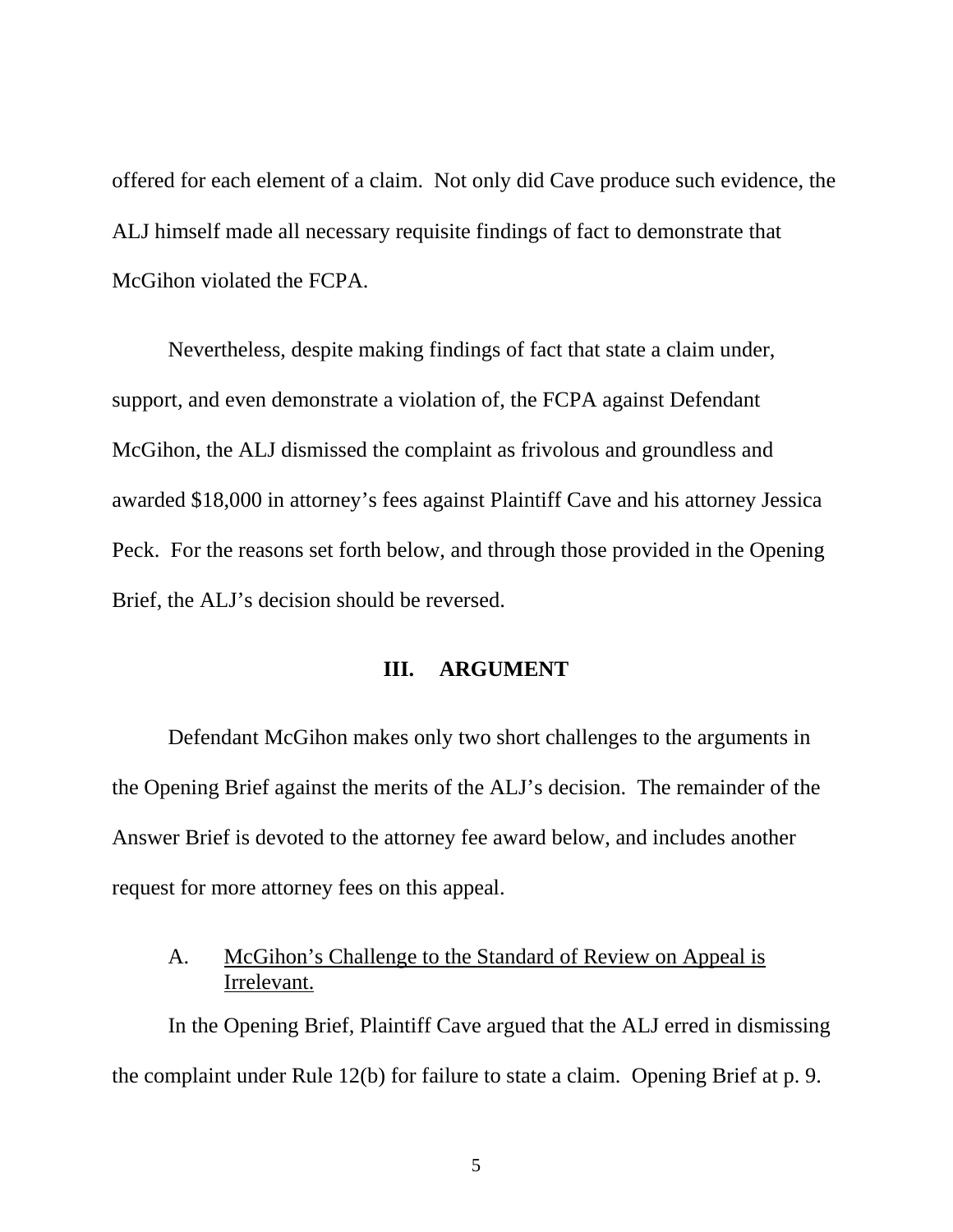offered for each element of a claim. Not only did Cave produce such evidence, the ALJ himself made all necessary requisite findings of fact to demonstrate that McGihon violated the FCPA.

Nevertheless, despite making findings of fact that state a claim under, support, and even demonstrate a violation of, the FCPA against Defendant McGihon, the ALJ dismissed the complaint as frivolous and groundless and awarded $18,000 in attorney's fees against Plaintiff Cave and his attorney Jessica Peck. For the reasons set forth below, and through those provided in the Opening Brief, the ALJ's decision should be reversed.

## III. ARGUMENT

Defendant McGihon makes only two short challenges to the arguments in the Opening Brief against the merits of the ALJ's decision. The remainder of the Answer Brief is devoted to the attorney fee award below, and includes another request for more attorney fees on this appeal.

### A. McGihon's Challenge to the Standard of Review on Appeal is Irrelevant.

In the Opening Brief, Plaintiff Cave argued that the ALJ erred in dismissing the complaint under Rule 12(b) for failure to state a claim. Opening Brief at p. 9.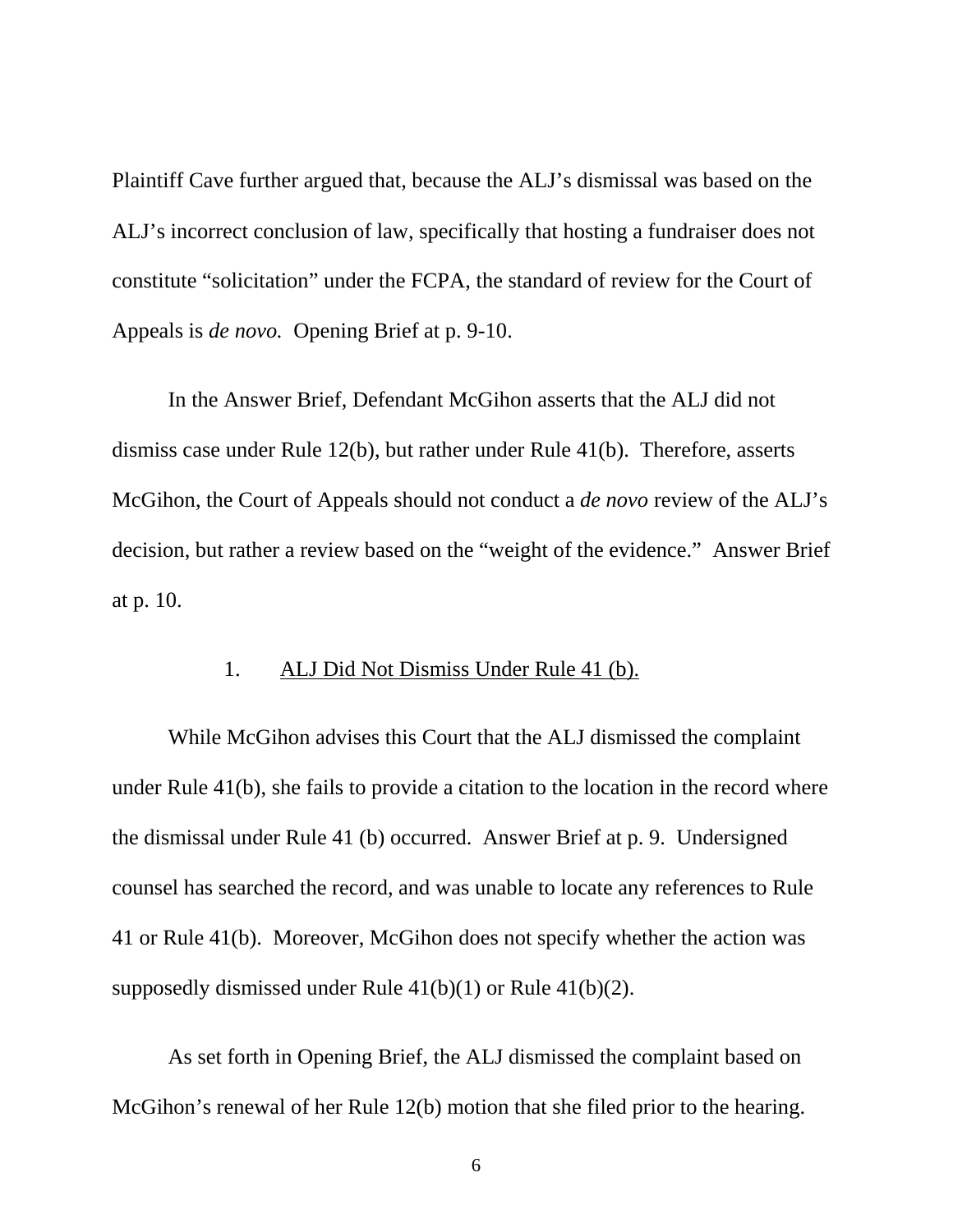Plaintiff Cave further argued that, because the ALJ's dismissal was based on the ALJ's incorrect conclusion of law, specifically that hosting a fundraiser does not constitute "solicitation" under the FCPA, the standard of review for the Court of Appeals is *de novo.* Opening Brief at p. 9-10.

In the Answer Brief, Defendant McGihon asserts that the ALJ did not dismiss case under Rule 12(b), but rather under Rule 41(b). Therefore, asserts McGihon, the Court of Appeals should not conduct a *de novo* review of the ALJ's decision, but rather a review based on the "weight of the evidence." Answer Brief at p. 10.

### 1. ALJ Did Not Dismiss Under Rule 41 (b).

While McGihon advises this Court that the ALJ dismissed the complaint under Rule 41(b), she fails to provide a citation to the location in the record where the dismissal under Rule 41 (b) occurred. Answer Brief at p. 9. Undersigned counsel has searched the record, and was unable to locate any references to Rule 41 or Rule 41(b). Moreover, McGihon does not specify whether the action was supposedly dismissed under Rule 41(b)(1) or Rule 41(b)(2).

As set forth in Opening Brief, the ALJ dismissed the complaint based on McGihon's renewal of her Rule 12(b) motion that she filed prior to the hearing.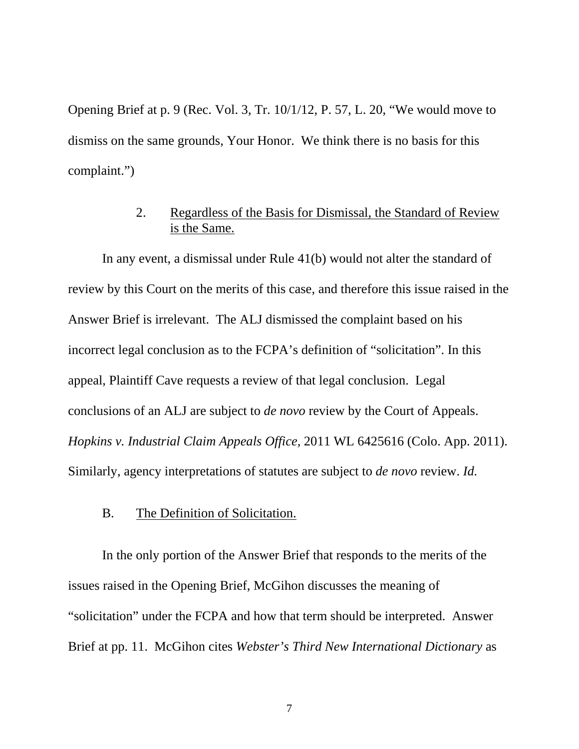Opening Brief at p. 9 (Rec. Vol. 3, Tr. 10/1/12, P. 57, L. 20, "We would move to dismiss on the same grounds, Your Honor. We think there is no basis for this complaint.")

### 2. Regardless of the Basis for Dismissal, the Standard of Review is the Same.

In any event, a dismissal under Rule 41(b) would not alter the standard of review by this Court on the merits of this case, and therefore this issue raised in the Answer Brief is irrelevant. The ALJ dismissed the complaint based on his incorrect legal conclusion as to the FCPA's definition of "solicitation". In this appeal, Plaintiff Cave requests a review of that legal conclusion. Legal conclusions of an ALJ are subject to *de novo* review by the Court of Appeals. *Hopkins v. Industrial Claim Appeals Office,* 2011 WL 6425616 (Colo. App. 2011). Similarly, agency interpretations of statutes are subject to *de novo* review. *Id.*

## B. The Definition of Solicitation.

In the only portion of the Answer Brief that responds to the merits of the issues raised in the Opening Brief, McGihon discusses the meaning of "solicitation" under the FCPA and how that term should be interpreted. Answer Brief at pp. 11. McGihon cites *Webster's Third New International Dictionary* as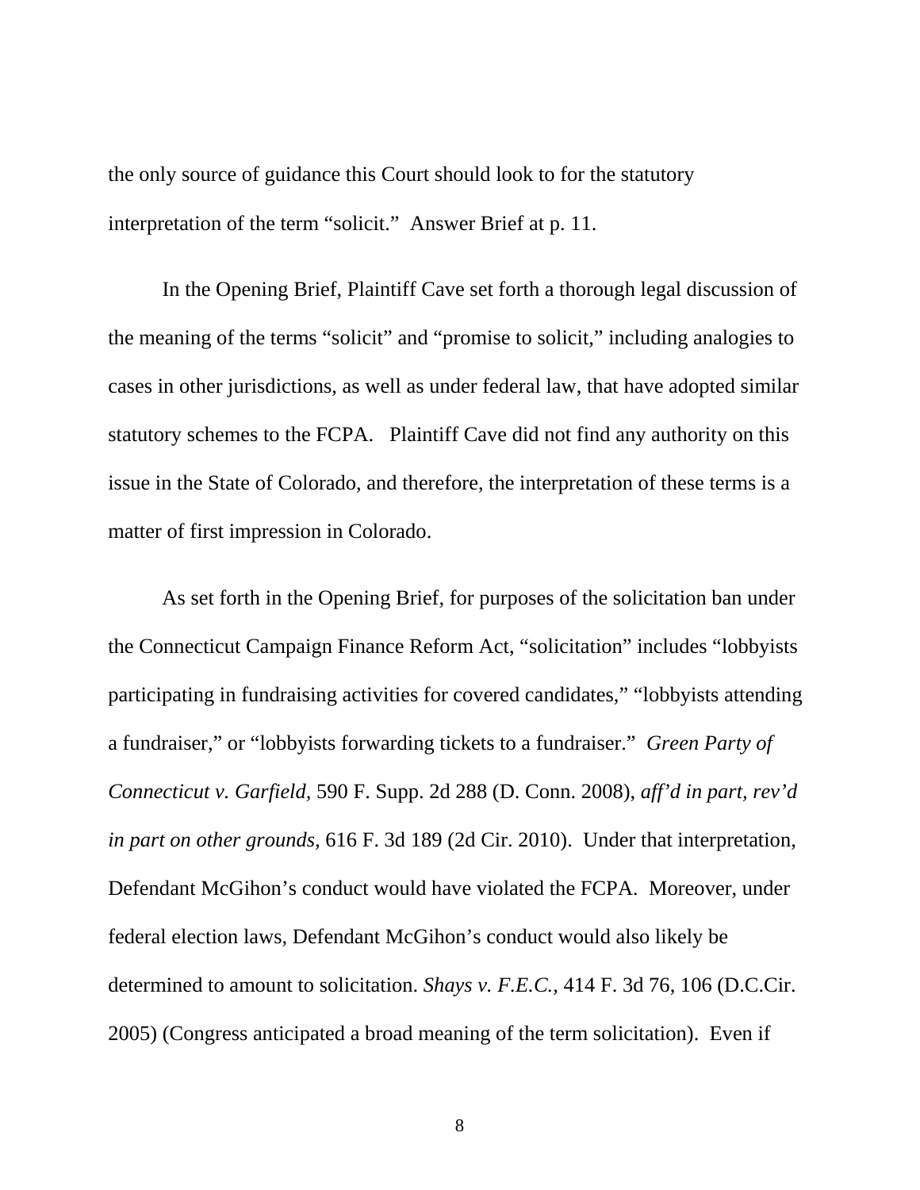the only source of guidance this Court should look to for the statutory interpretation of the term "solicit." Answer Brief at p. 11.

In the Opening Brief, Plaintiff Cave set forth a thorough legal discussion of the meaning of the terms "solicit" and "promise to solicit," including analogies to cases in other jurisdictions, as well as under federal law, that have adopted similar statutory schemes to the FCPA. Plaintiff Cave did not find any authority on this issue in the State of Colorado, and therefore, the interpretation of these terms is a matter of first impression in Colorado.

As set forth in the Opening Brief, for purposes of the solicitation ban under the Connecticut Campaign Finance Reform Act, "solicitation" includes "lobbyists participating in fundraising activities for covered candidates," "lobbyists attending a fundraiser," or "lobbyists forwarding tickets to a fundraiser." *Green Party of Connecticut v. Garfield,* 590 F. Supp. 2d 288 (D. Conn. 2008), *aff'd in part, rev'd in part on other grounds,* 616 F. 3d 189 (2d Cir. 2010). Under that interpretation, Defendant McGihon's conduct would have violated the FCPA. Moreover, under federal election laws, Defendant McGihon's conduct would also likely be determined to amount to solicitation. *Shays v. F.E.C.,* 414 F. 3d 76, 106 (D.C.Cir. 2005) (Congress anticipated a broad meaning of the term solicitation). Even if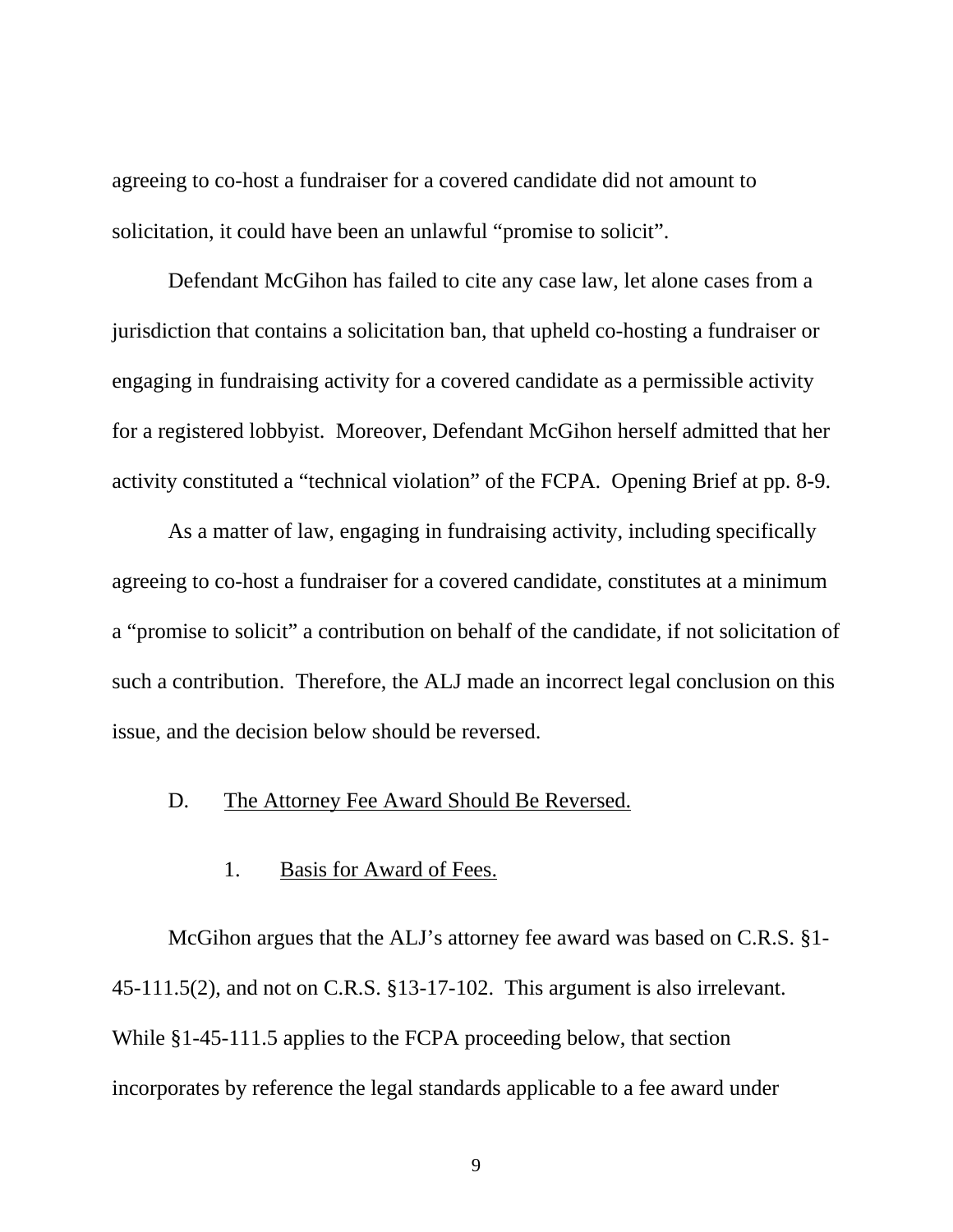agreeing to co-host a fundraiser for a covered candidate did not amount to solicitation, it could have been an unlawful "promise to solicit".

Defendant McGihon has failed to cite any case law, let alone cases from a jurisdiction that contains a solicitation ban, that upheld co-hosting a fundraiser or engaging in fundraising activity for a covered candidate as a permissible activity for a registered lobbyist. Moreover, Defendant McGihon herself admitted that her activity constituted a "technical violation" of the FCPA. Opening Brief at pp. 8-9.

As a matter of law, engaging in fundraising activity, including specifically agreeing to co-host a fundraiser for a covered candidate, constitutes at a minimum a "promise to solicit" a contribution on behalf of the candidate, if not solicitation of such a contribution. Therefore, the ALJ made an incorrect legal conclusion on this issue, and the decision below should be reversed.

### D. The Attorney Fee Award Should Be Reversed.

#### 1. Basis for Award of Fees.

McGihon argues that the ALJ's attorney fee award was based on C.R.S. §1-45-111.5(2), and not on C.R.S. §13-17-102. This argument is also irrelevant. While §1-45-111.5 applies to the FCPA proceeding below, that section incorporates by reference the legal standards applicable to a fee award under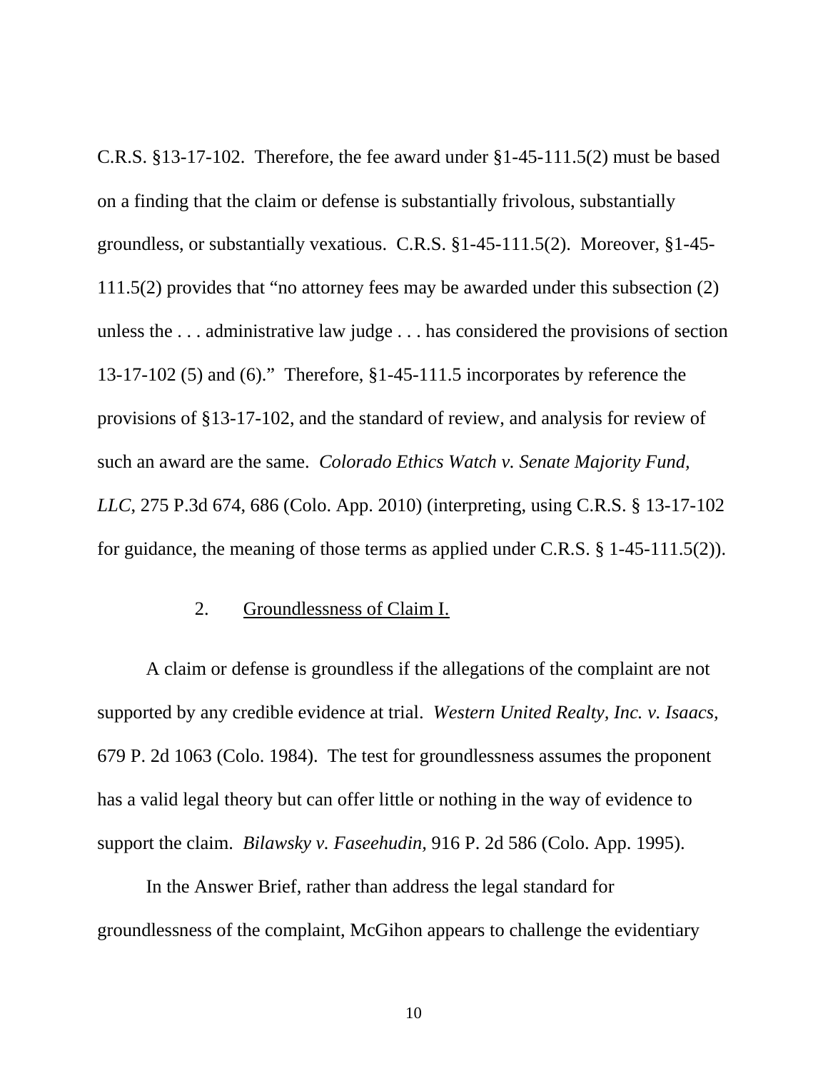C.R.S. §13-17-102. Therefore, the fee award under §1-45-111.5(2) must be based on a finding that the claim or defense is substantially frivolous, substantially groundless, or substantially vexatious. C.R.S. §1-45-111.5(2). Moreover, §1-45-111.5(2) provides that "no attorney fees may be awarded under this subsection (2) unless the . . . administrative law judge . . . has considered the provisions of section 13-17-102 (5) and (6)." Therefore, §1-45-111.5 incorporates by reference the provisions of §13-17-102, and the standard of review, and analysis for review of such an award are the same. *Colorado Ethics Watch v. Senate Majority Fund, LLC*, 275 P.3d 674, 686 (Colo. App. 2010) (interpreting, using C.R.S. § 13-17-102 for guidance, the meaning of those terms as applied under C.R.S. § 1-45-111.5(2)).

2. <u>Groundlessness of Claim I.</u>

A claim or defense is groundless if the allegations of the complaint are not supported by any credible evidence at trial. *Western United Realty, Inc. v. Isaacs*, 679 P. 2d 1063 (Colo. 1984). The test for groundlessness assumes the proponent has a valid legal theory but can offer little or nothing in the way of evidence to support the claim. *Bilawsky v. Faseehudin*, 916 P. 2d 586 (Colo. App. 1995).

In the Answer Brief, rather than address the legal standard for groundlessness of the complaint, McGihon appears to challenge the evidentiary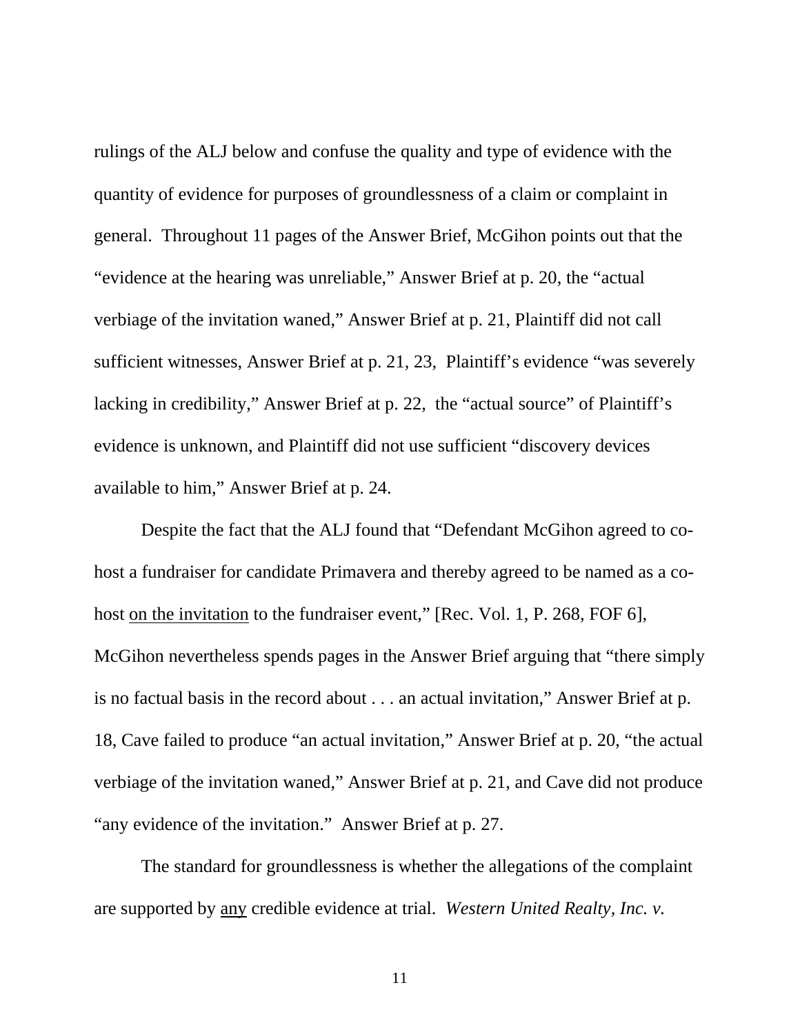rulings of the ALJ below and confuse the quality and type of evidence with the quantity of evidence for purposes of groundlessness of a claim or complaint in general. Throughout 11 pages of the Answer Brief, McGihon points out that the "evidence at the hearing was unreliable," Answer Brief at p. 20, the "actual verbiage of the invitation waned," Answer Brief at p. 21, Plaintiff did not call sufficient witnesses, Answer Brief at p. 21, 23, Plaintiff's evidence "was severely lacking in credibility," Answer Brief at p. 22, the "actual source" of Plaintiff's evidence is unknown, and Plaintiff did not use sufficient "discovery devices available to him," Answer Brief at p. 24.

Despite the fact that the ALJ found that "Defendant McGihon agreed to co-host a fundraiser for candidate Primavera and thereby agreed to be named as a co-host <u>on the invitation</u> to the fundraiser event," [Rec. Vol. 1, P. 268, FOF 6], McGihon nevertheless spends pages in the Answer Brief arguing that "there simply is no factual basis in the record about . . . an actual invitation," Answer Brief at p. 18, Cave failed to produce "an actual invitation," Answer Brief at p. 20, "the actual verbiage of the invitation waned," Answer Brief at p. 21, and Cave did not produce "any evidence of the invitation." Answer Brief at p. 27.

The standard for groundlessness is whether the allegations of the complaint are supported by <u>any</u> credible evidence at trial. *Western United Realty, Inc. v.*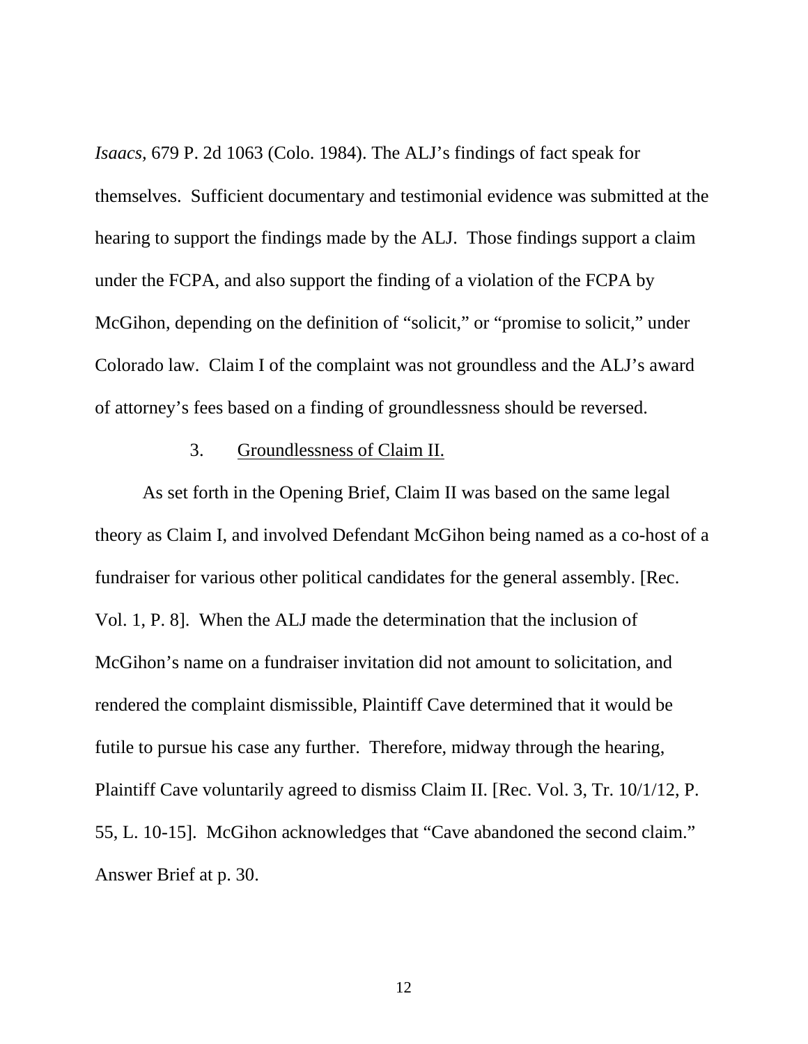*Isaacs,* 679 P. 2d 1063 (Colo. 1984). The ALJ's findings of fact speak for themselves. Sufficient documentary and testimonial evidence was submitted at the hearing to support the findings made by the ALJ. Those findings support a claim under the FCPA, and also support the finding of a violation of the FCPA by McGihon, depending on the definition of "solicit," or "promise to solicit," under Colorado law. Claim I of the complaint was not groundless and the ALJ's award of attorney's fees based on a finding of groundlessness should be reversed.

3. <u>Groundlessness of Claim II.</u>

As set forth in the Opening Brief, Claim II was based on the same legal theory as Claim I, and involved Defendant McGihon being named as a co-host of a fundraiser for various other political candidates for the general assembly. [Rec. Vol. 1, P. 8]. When the ALJ made the determination that the inclusion of McGihon's name on a fundraiser invitation did not amount to solicitation, and rendered the complaint dismissible, Plaintiff Cave determined that it would be futile to pursue his case any further. Therefore, midway through the hearing, Plaintiff Cave voluntarily agreed to dismiss Claim II. [Rec. Vol. 3, Tr. 10/1/12, P. 55, L. 10-15]. McGihon acknowledges that "Cave abandoned the second claim." Answer Brief at p. 30.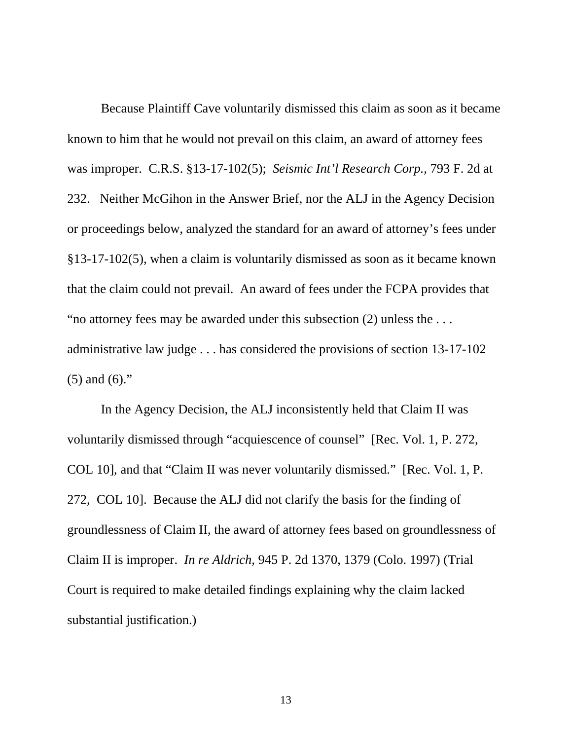Because Plaintiff Cave voluntarily dismissed this claim as soon as it became known to him that he would not prevail on this claim, an award of attorney fees was improper. C.R.S. §13-17-102(5); *Seismic Int'l Research Corp.,* 793 F. 2d at 232. Neither McGihon in the Answer Brief, nor the ALJ in the Agency Decision or proceedings below, analyzed the standard for an award of attorney's fees under §13-17-102(5), when a claim is voluntarily dismissed as soon as it became known that the claim could not prevail. An award of fees under the FCPA provides that "no attorney fees may be awarded under this subsection (2) unless the . . . administrative law judge . . . has considered the provisions of section 13-17-102 (5) and (6)."

In the Agency Decision, the ALJ inconsistently held that Claim II was voluntarily dismissed through "acquiescence of counsel" [Rec. Vol. 1, P. 272, COL 10], and that "Claim II was never voluntarily dismissed." [Rec. Vol. 1, P. 272, COL 10]. Because the ALJ did not clarify the basis for the finding of groundlessness of Claim II, the award of attorney fees based on groundlessness of Claim II is improper. *In re Aldrich,* 945 P. 2d 1370, 1379 (Colo. 1997) (Trial Court is required to make detailed findings explaining why the claim lacked substantial justification.)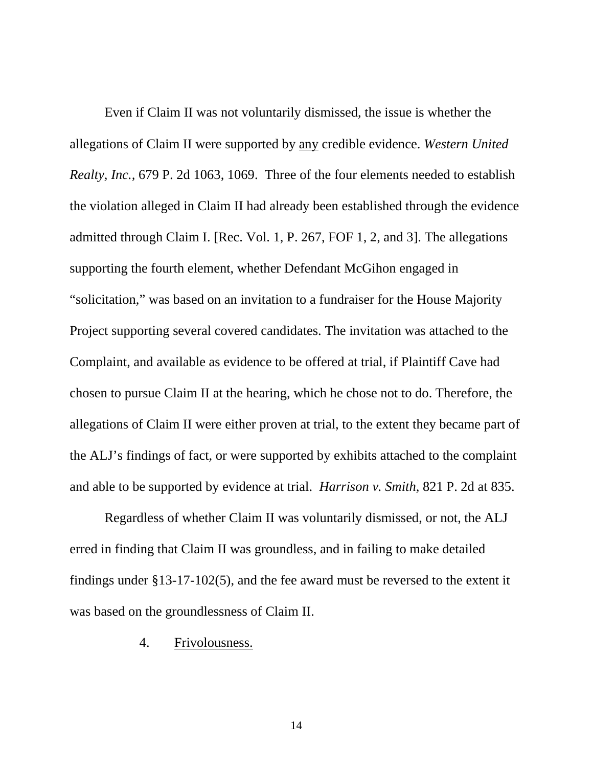Even if Claim II was not voluntarily dismissed, the issue is whether the allegations of Claim II were supported by <u>any</u> credible evidence. *Western United Realty, Inc.,* 679 P. 2d 1063, 1069. Three of the four elements needed to establish the violation alleged in Claim II had already been established through the evidence admitted through Claim I. [Rec. Vol. 1, P. 267, FOF 1, 2, and 3]. The allegations supporting the fourth element, whether Defendant McGihon engaged in "solicitation," was based on an invitation to a fundraiser for the House Majority Project supporting several covered candidates. The invitation was attached to the Complaint, and available as evidence to be offered at trial, if Plaintiff Cave had chosen to pursue Claim II at the hearing, which he chose not to do. Therefore, the allegations of Claim II were either proven at trial, to the extent they became part of the ALJ's findings of fact, or were supported by exhibits attached to the complaint and able to be supported by evidence at trial. *Harrison v. Smith*, 821 P. 2d at 835.

Regardless of whether Claim II was voluntarily dismissed, or not, the ALJ erred in finding that Claim II was groundless, and in failing to make detailed findings under §13-17-102(5), and the fee award must be reversed to the extent it was based on the groundlessness of Claim II.

4. <u>Frivolousness.</u>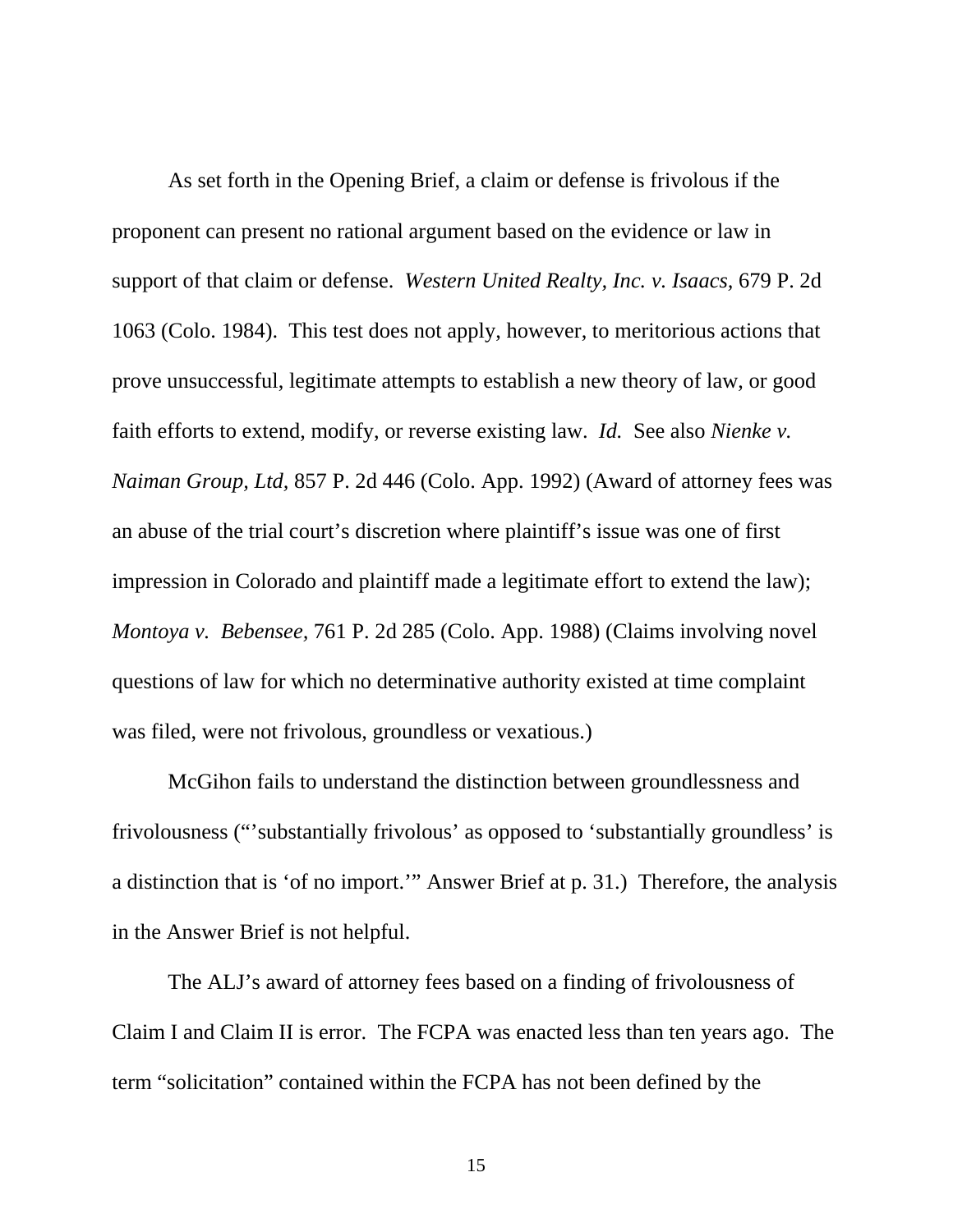As set forth in the Opening Brief, a claim or defense is frivolous if the proponent can present no rational argument based on the evidence or law in support of that claim or defense. *Western United Realty, Inc. v. Isaacs,* 679 P. 2d 1063 (Colo. 1984). This test does not apply, however, to meritorious actions that prove unsuccessful, legitimate attempts to establish a new theory of law, or good faith efforts to extend, modify, or reverse existing law. *Id.* See also *Nienke v. Naiman Group, Ltd,* 857 P. 2d 446 (Colo. App. 1992) (Award of attorney fees was an abuse of the trial court's discretion where plaintiff's issue was one of first impression in Colorado and plaintiff made a legitimate effort to extend the law); *Montoya v. Bebensee,* 761 P. 2d 285 (Colo. App. 1988) (Claims involving novel questions of law for which no determinative authority existed at time complaint was filed, were not frivolous, groundless or vexatious.)

McGihon fails to understand the distinction between groundlessness and frivolousness ("'substantially frivolous' as opposed to 'substantially groundless' is a distinction that is 'of no import.'" Answer Brief at p. 31.) Therefore, the analysis in the Answer Brief is not helpful.

The ALJ's award of attorney fees based on a finding of frivolousness of Claim I and Claim II is error. The FCPA was enacted less than ten years ago. The term "solicitation" contained within the FCPA has not been defined by the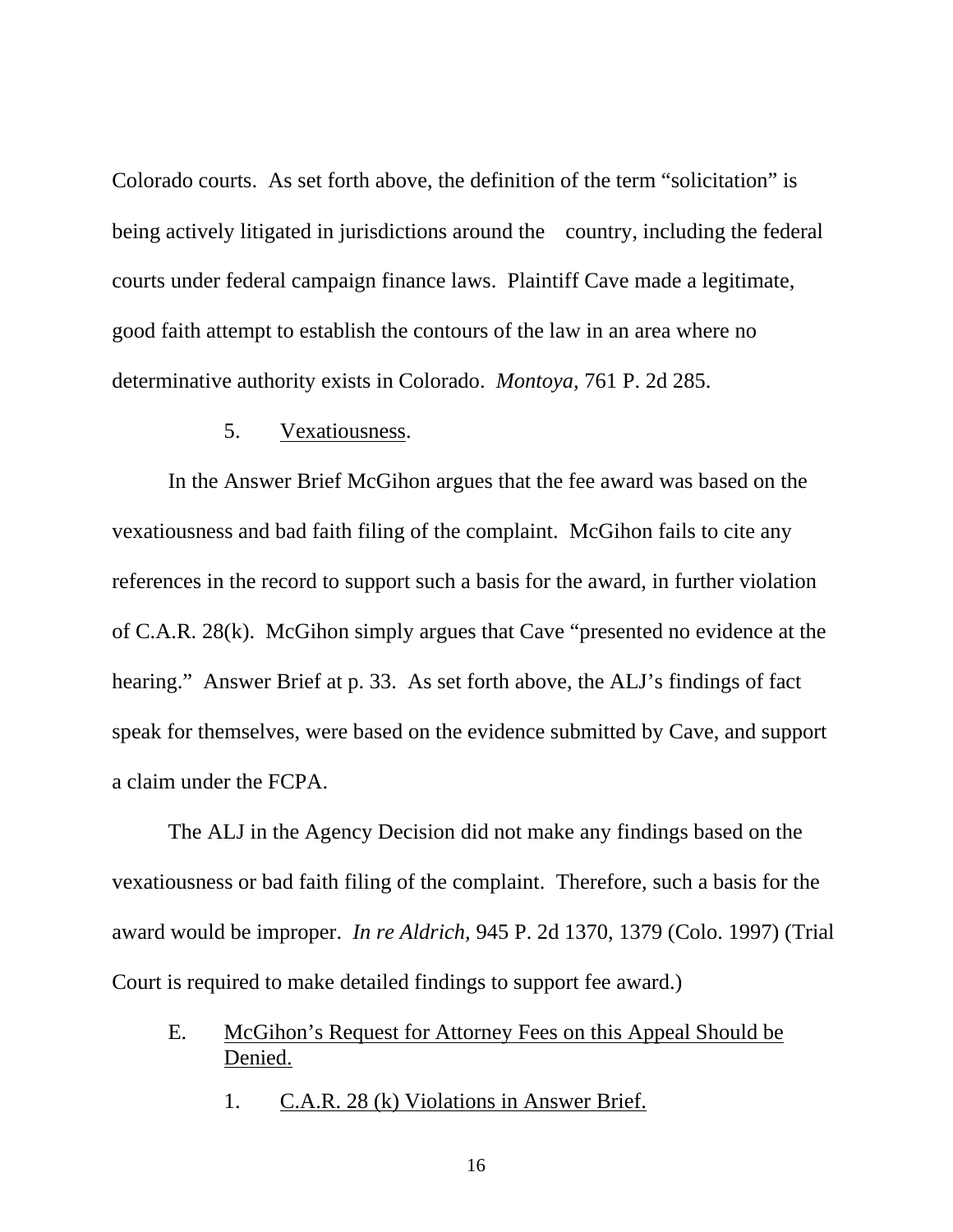Colorado courts. As set forth above, the definition of the term "solicitation" is being actively litigated in jurisdictions around the country, including the federal courts under federal campaign finance laws. Plaintiff Cave made a legitimate, good faith attempt to establish the contours of the law in an area where no determinative authority exists in Colorado. *Montoya*, 761 P. 2d 285.

5. Vexatiousness.

In the Answer Brief McGihon argues that the fee award was based on the vexatiousness and bad faith filing of the complaint. McGihon fails to cite any references in the record to support such a basis for the award, in further violation of C.A.R. 28(k). McGihon simply argues that Cave "presented no evidence at the hearing." Answer Brief at p. 33. As set forth above, the ALJ's findings of fact speak for themselves, were based on the evidence submitted by Cave, and support a claim under the FCPA.

The ALJ in the Agency Decision did not make any findings based on the vexatiousness or bad faith filing of the complaint. Therefore, such a basis for the award would be improper. *In re Aldrich,* 945 P. 2d 1370, 1379 (Colo. 1997) (Trial Court is required to make detailed findings to support fee award.)

E. McGihon's Request for Attorney Fees on this Appeal Should be Denied.

1. C.A.R. 28 (k) Violations in Answer Brief.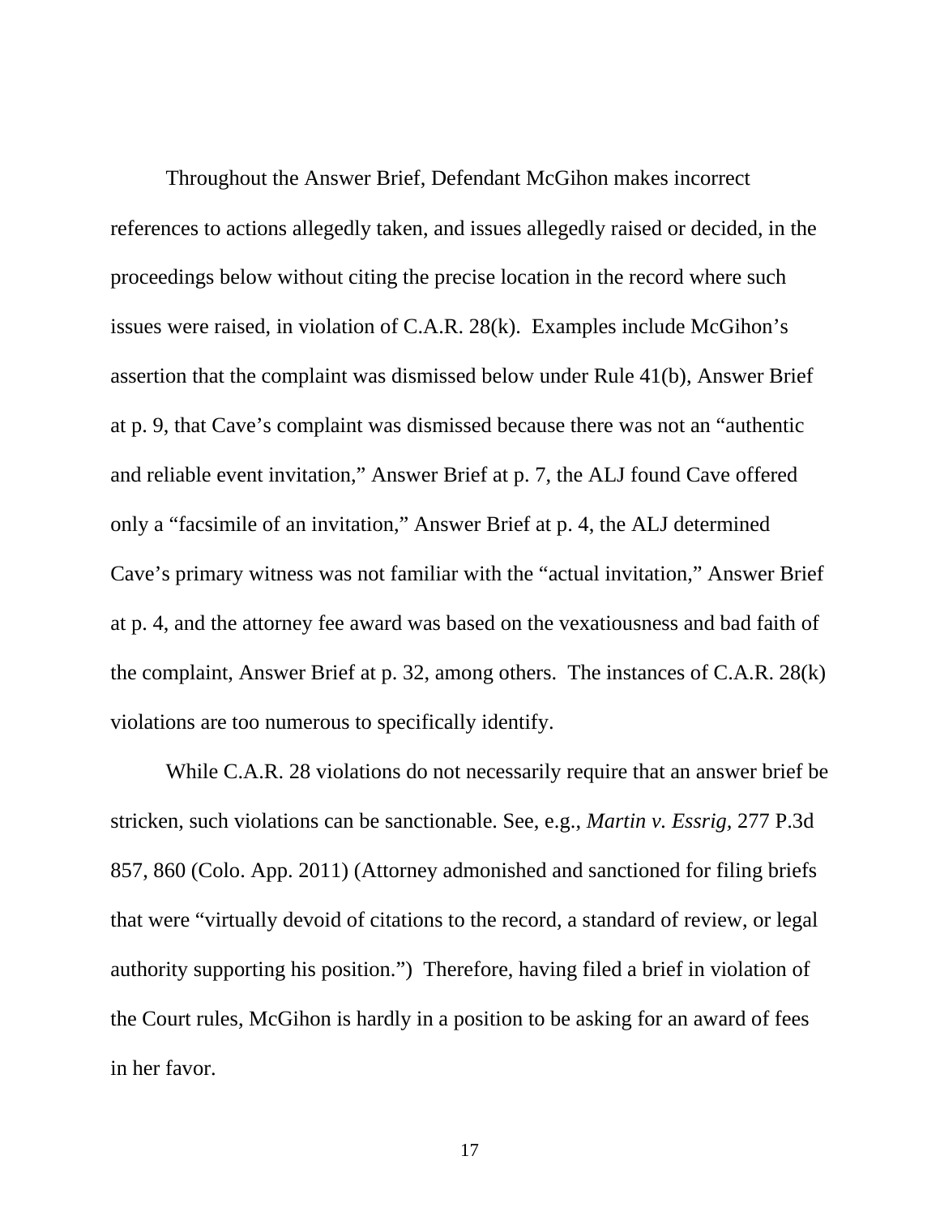Throughout the Answer Brief, Defendant McGihon makes incorrect references to actions allegedly taken, and issues allegedly raised or decided, in the proceedings below without citing the precise location in the record where such issues were raised, in violation of C.A.R. 28(k). Examples include McGihon's assertion that the complaint was dismissed below under Rule 41(b), Answer Brief at p. 9, that Cave's complaint was dismissed because there was not an "authentic and reliable event invitation," Answer Brief at p. 7, the ALJ found Cave offered only a "facsimile of an invitation," Answer Brief at p. 4, the ALJ determined Cave's primary witness was not familiar with the "actual invitation," Answer Brief at p. 4, and the attorney fee award was based on the vexatiousness and bad faith of the complaint, Answer Brief at p. 32, among others. The instances of C.A.R. 28(k) violations are too numerous to specifically identify.

While C.A.R. 28 violations do not necessarily require that an answer brief be stricken, such violations can be sanctionable. See, e.g., *Martin v. Essrig*, 277 P.3d 857, 860 (Colo. App. 2011) (Attorney admonished and sanctioned for filing briefs that were "virtually devoid of citations to the record, a standard of review, or legal authority supporting his position.") Therefore, having filed a brief in violation of the Court rules, McGihon is hardly in a position to be asking for an award of fees in her favor.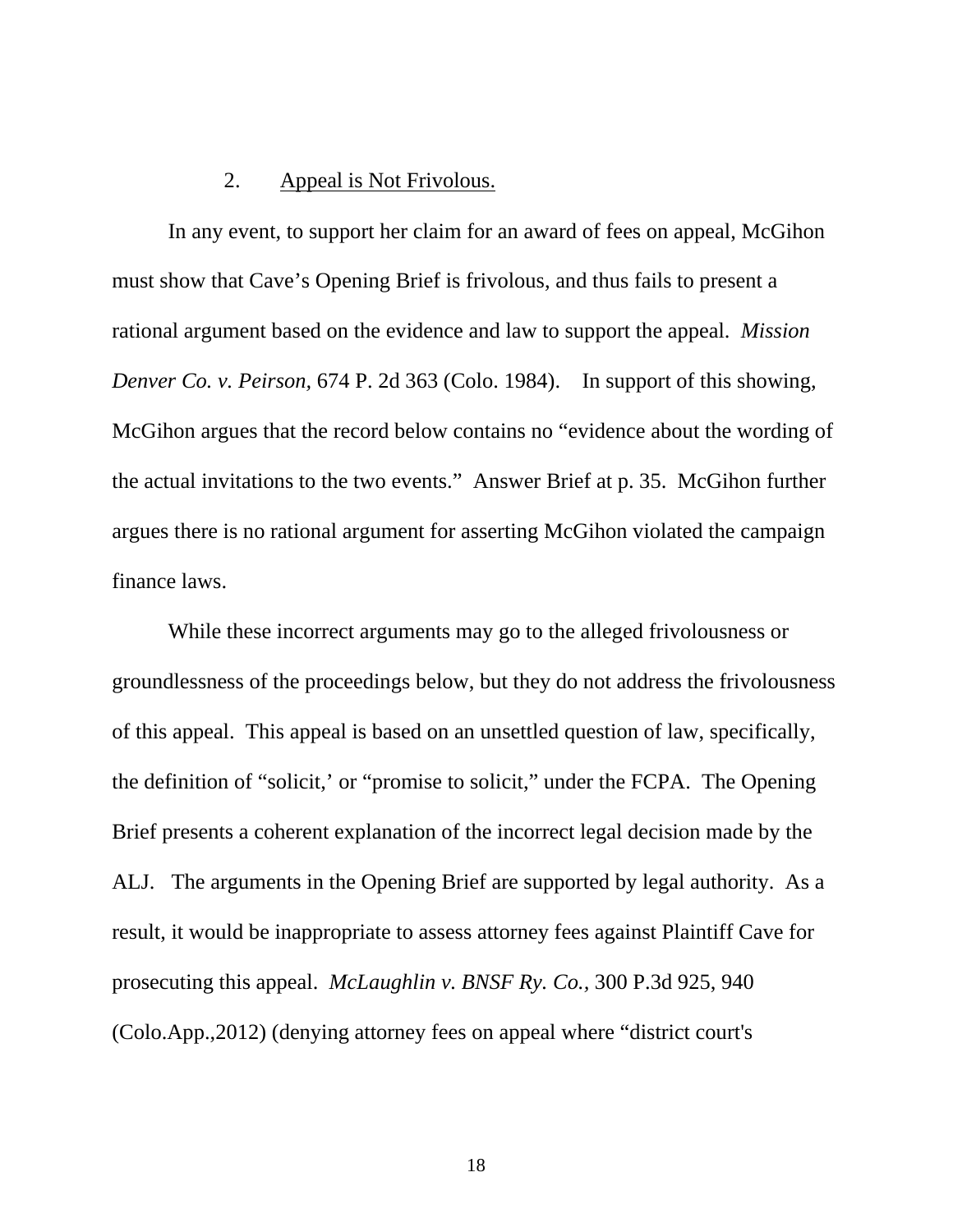2. <u>Appeal is Not Frivolous.</u>

In any event, to support her claim for an award of fees on appeal, McGihon must show that Cave's Opening Brief is frivolous, and thus fails to present a rational argument based on the evidence and law to support the appeal. *Mission Denver Co. v. Peirson,* 674 P. 2d 363 (Colo. 1984). In support of this showing, McGihon argues that the record below contains no "evidence about the wording of the actual invitations to the two events." Answer Brief at p. 35. McGihon further argues there is no rational argument for asserting McGihon violated the campaign finance laws.

While these incorrect arguments may go to the alleged frivolousness or groundlessness of the proceedings below, but they do not address the frivolousness of this appeal. This appeal is based on an unsettled question of law, specifically, the definition of "solicit,' or "promise to solicit," under the FCPA. The Opening Brief presents a coherent explanation of the incorrect legal decision made by the ALJ. The arguments in the Opening Brief are supported by legal authority. As a result, it would be inappropriate to assess attorney fees against Plaintiff Cave for prosecuting this appeal. *McLaughlin v. BNSF Ry. Co.,* 300 P.3d 925, 940 (Colo.App.,2012) (denying attorney fees on appeal where "district court's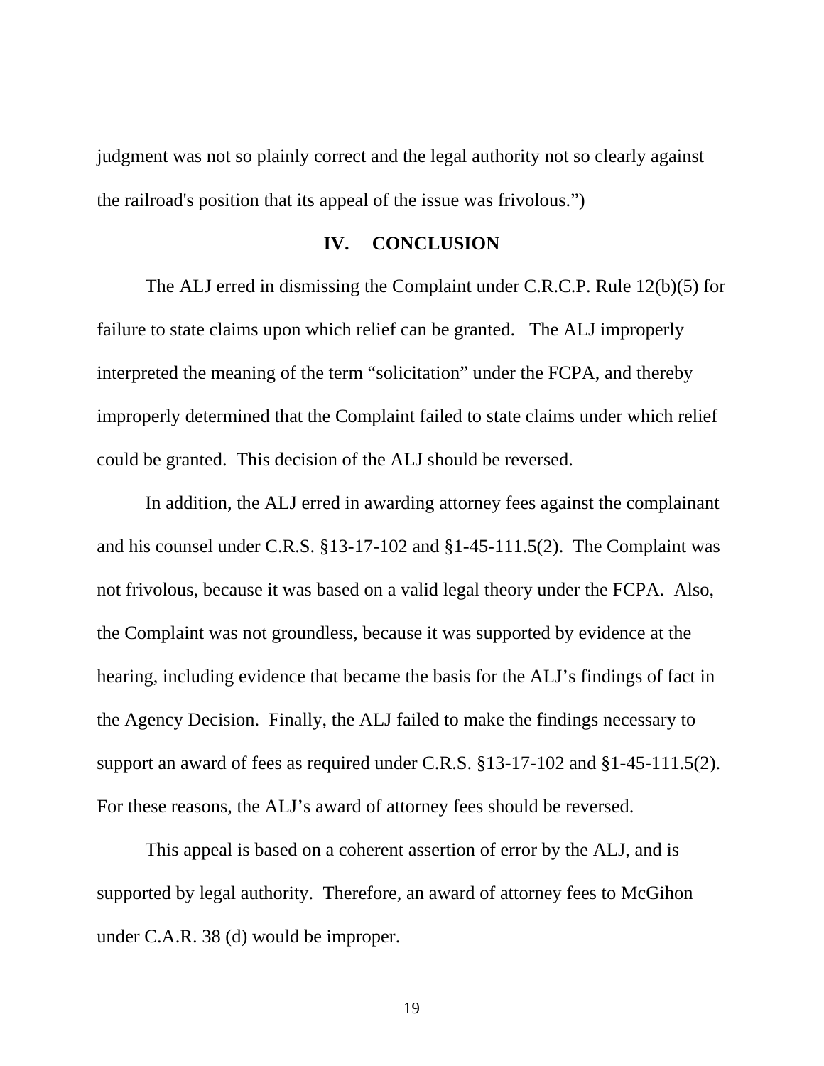judgment was not so plainly correct and the legal authority not so clearly against the railroad's position that its appeal of the issue was frivolous.")

## IV. CONCLUSION

The ALJ erred in dismissing the Complaint under C.R.C.P. Rule 12(b)(5) for failure to state claims upon which relief can be granted. The ALJ improperly interpreted the meaning of the term "solicitation" under the FCPA, and thereby improperly determined that the Complaint failed to state claims under which relief could be granted. This decision of the ALJ should be reversed.

In addition, the ALJ erred in awarding attorney fees against the complainant and his counsel under C.R.S. §13-17-102 and §1-45-111.5(2). The Complaint was not frivolous, because it was based on a valid legal theory under the FCPA. Also, the Complaint was not groundless, because it was supported by evidence at the hearing, including evidence that became the basis for the ALJ's findings of fact in the Agency Decision. Finally, the ALJ failed to make the findings necessary to support an award of fees as required under C.R.S. §13-17-102 and §1-45-111.5(2). For these reasons, the ALJ's award of attorney fees should be reversed.

This appeal is based on a coherent assertion of error by the ALJ, and is supported by legal authority. Therefore, an award of attorney fees to McGihon under C.A.R. 38 (d) would be improper.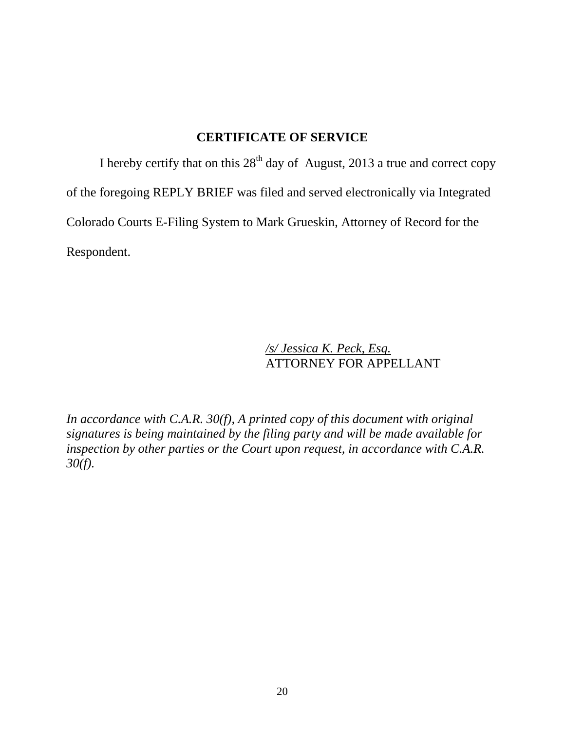## CERTIFICATE OF SERVICE

I hereby certify that on this 28th day of August, 2013 a true and correct copy of the foregoing REPLY BRIEF was filed and served electronically via Integrated Colorado Courts E-Filing System to Mark Grueskin, Attorney of Record for the Respondent.

*/s/ Jessica K. Peck, Esq.*
ATTORNEY FOR APPELLANT

*In accordance with C.A.R. 30(f), A printed copy of this document with original signatures is being maintained by the filing party and will be made available for inspection by other parties or the Court upon request, in accordance with C.A.R. 30(f).*